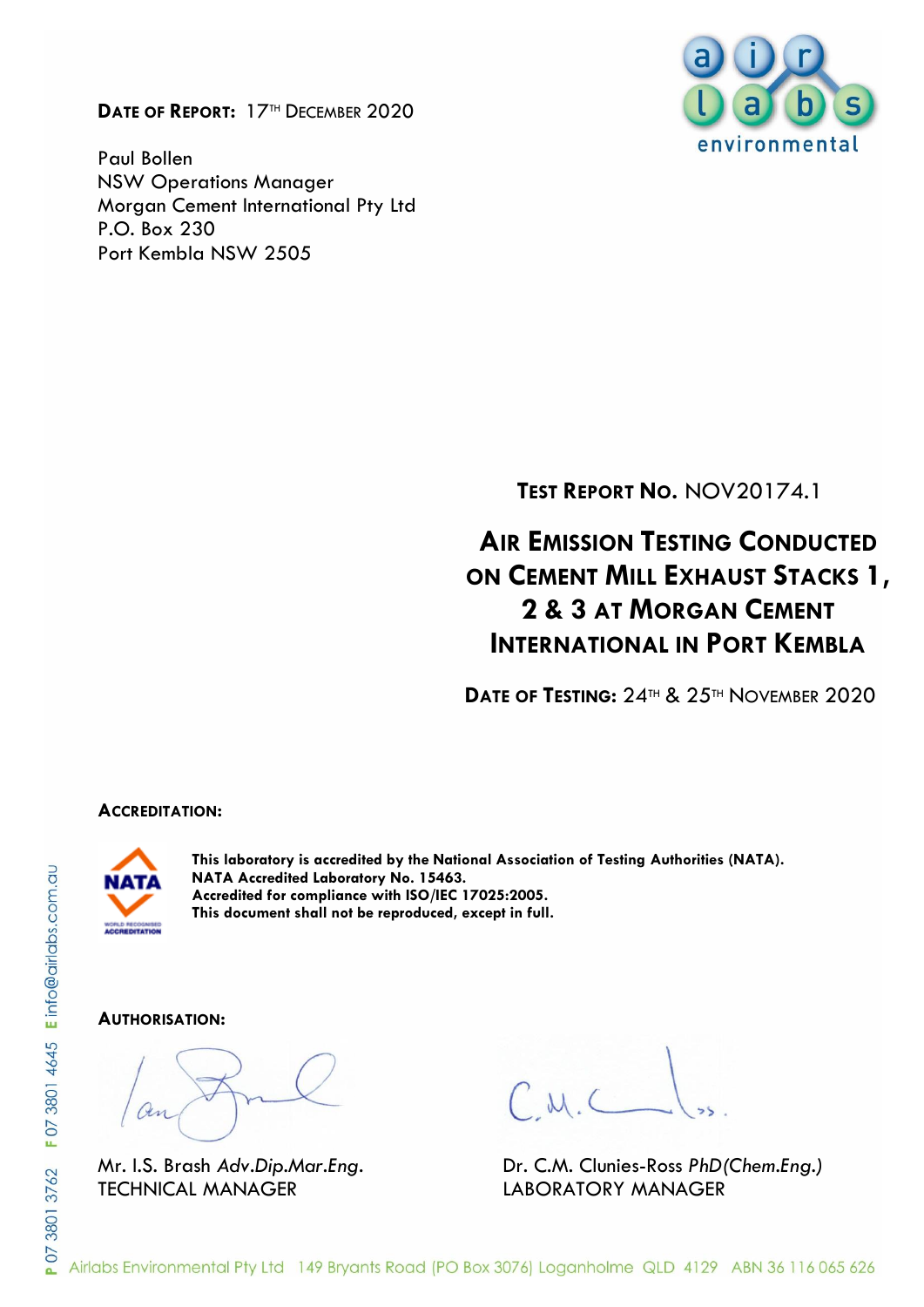**Date of Report:** 17th December 2020

Paul Bollen
NSW Operations Manager
Morgan Cement International Pty Ltd
P.O. Box 230
Port Kembla NSW 2505

**Test Report No.** NOV20174.1

# Air Emission Testing Conducted on Cement Mill Exhaust Stacks 1, 2 & 3 at Morgan Cement International in Port Kembla

**Date of Testing:** 24th & 25th November 2020

**Accreditation:**

**This laboratory is accredited by the National Association of Testing Authorities (NATA).**
**NATA Accredited Laboratory No. 15463.**
**Accredited for compliance with ISO/IEC 17025:2005.**
**This document shall not be reproduced, except in full.**

**Authorisation:**

Mr. I.S. Brash *Adv.Dip.Mar.Eng.*
TECHNICAL MANAGER

Dr. C.M. Clunies-Ross *PhD(Chem.Eng.)*
LABORATORY MANAGER

Airlabs Environmental Pty Ltd 149 Bryants Road (PO Box 3076) Loganholme QLD 4129 ABN 36 116 065 626

P 07 3801 3762 F 07 3801 4645 E info@airlabs.com.au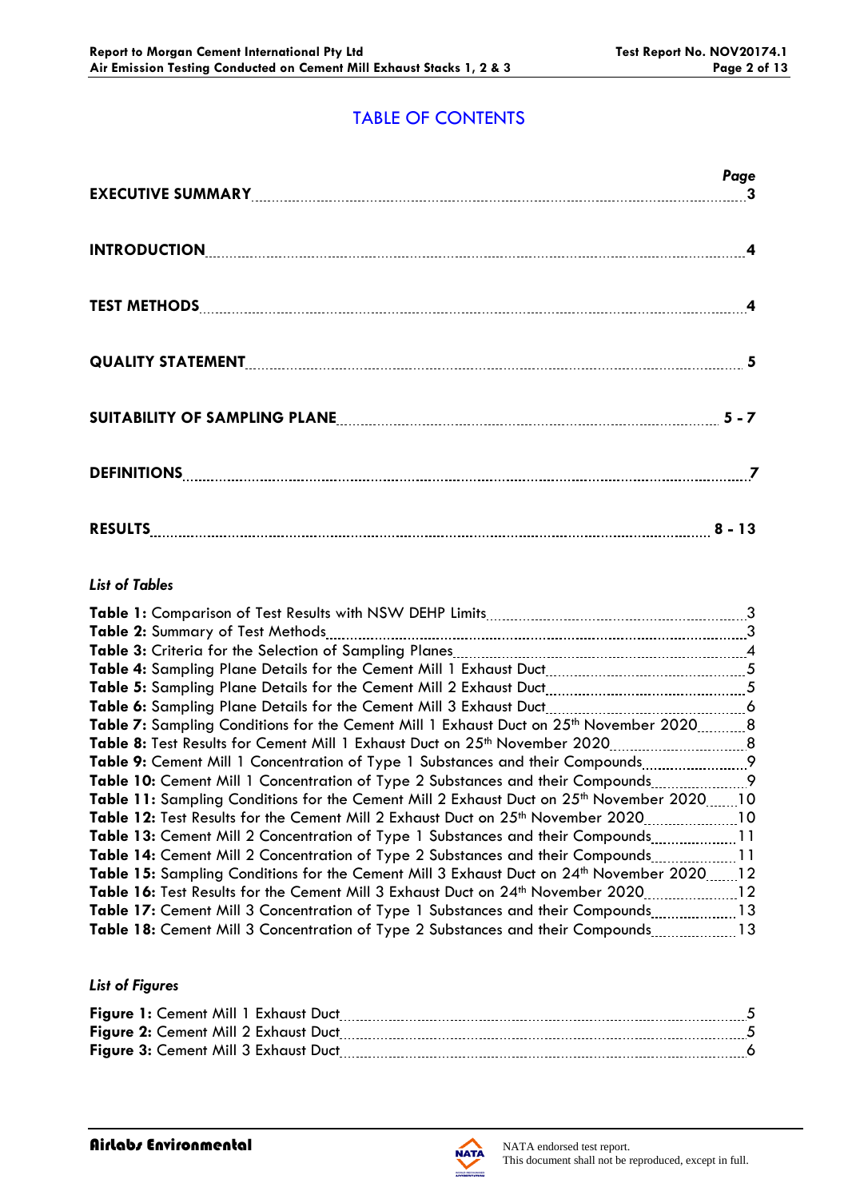# TABLE OF CONTENTS

| | Page |
|---|---|
| **EXECUTIVE SUMMARY** | **3** |
| **INTRODUCTION** | **4** |
| **TEST METHODS** | **4** |
| **QUALITY STATEMENT** | **5** |
| **SUITABILITY OF SAMPLING PLANE** | **5 - 7** |
| **DEFINITIONS** | **7** |
| **RESULTS** | **8 - 13** |

*List of Tables*

| | |
|---|---|
| **Table 1:** Comparison of Test Results with NSW DEHP Limits | 3 |
| **Table 2:** Summary of Test Methods | 3 |
| **Table 3:** Criteria for the Selection of Sampling Planes | 4 |
| **Table 4:** Sampling Plane Details for the Cement Mill 1 Exhaust Duct | 5 |
| **Table 5:** Sampling Plane Details for the Cement Mill 2 Exhaust Duct | 5 |
| **Table 6:** Sampling Plane Details for the Cement Mill 3 Exhaust Duct | 6 |
| **Table 7:** Sampling Conditions for the Cement Mill 1 Exhaust Duct on 25th November 2020 | 8 |
| **Table 8:** Test Results for Cement Mill 1 Exhaust Duct on 25th November 2020 | 8 |
| **Table 9:** Cement Mill 1 Concentration of Type 1 Substances and their Compounds | 9 |
| **Table 10:** Cement Mill 1 Concentration of Type 2 Substances and their Compounds | 9 |
| **Table 11:** Sampling Conditions for the Cement Mill 2 Exhaust Duct on 25th November 2020 | 10 |
| **Table 12:** Test Results for the Cement Mill 2 Exhaust Duct on 25th November 2020 | 10 |
| **Table 13:** Cement Mill 2 Concentration of Type 1 Substances and their Compounds | 11 |
| **Table 14:** Cement Mill 2 Concentration of Type 2 Substances and their Compounds | 11 |
| **Table 15:** Sampling Conditions for the Cement Mill 3 Exhaust Duct on 24th November 2020 | 12 |
| **Table 16:** Test Results for the Cement Mill 3 Exhaust Duct on 24th November 2020 | 12 |
| **Table 17:** Cement Mill 3 Concentration of Type 1 Substances and their Compounds | 13 |
| **Table 18:** Cement Mill 3 Concentration of Type 2 Substances and their Compounds | 13 |

*List of Figures*

| | |
|---|---|
| **Figure 1:** Cement Mill 1 Exhaust Duct | 5 |
| **Figure 2:** Cement Mill 2 Exhaust Duct | 5 |
| **Figure 3:** Cement Mill 3 Exhaust Duct | 6 |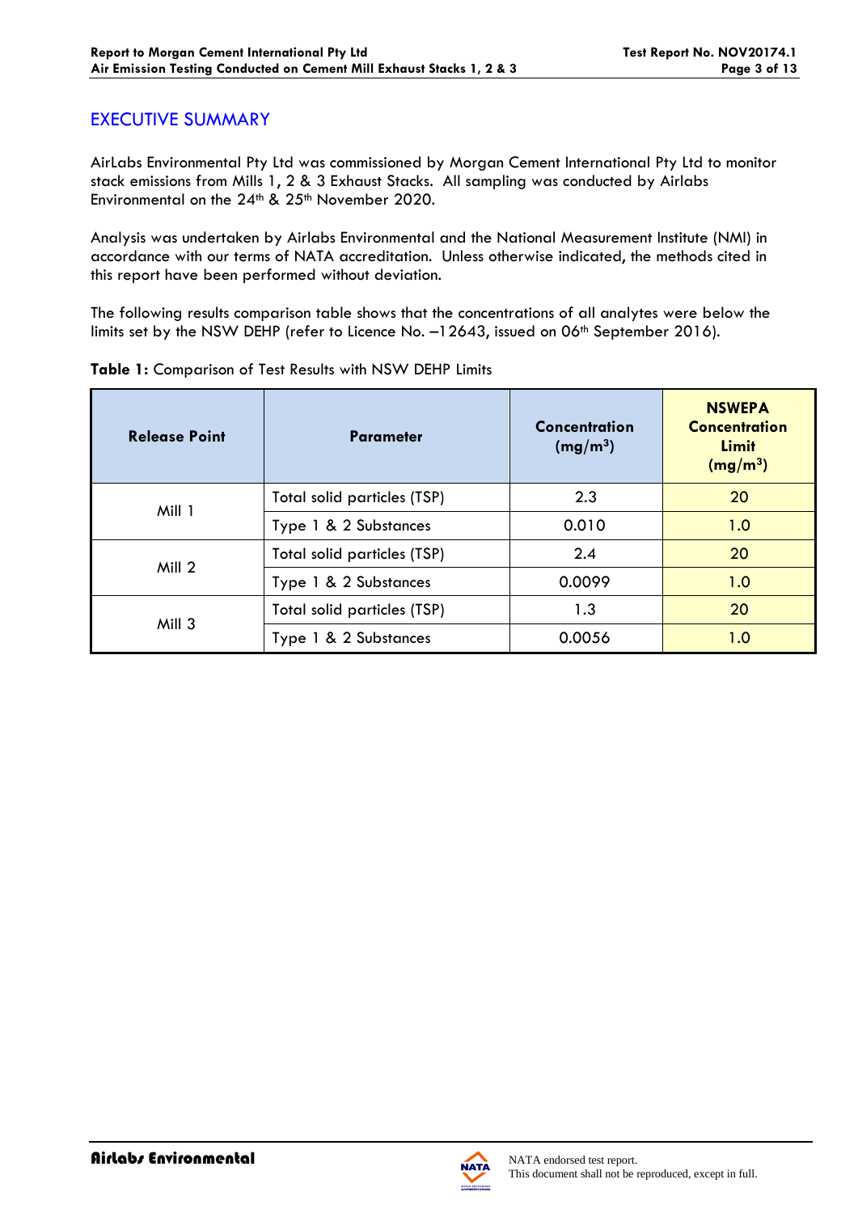# EXECUTIVE SUMMARY

AirLabs Environmental Pty Ltd was commissioned by Morgan Cement International Pty Ltd to monitor stack emissions from Mills 1, 2 & 3 Exhaust Stacks. All sampling was conducted by Airlabs Environmental on the 24th & 25th November 2020.

Analysis was undertaken by Airlabs Environmental and the National Measurement Institute (NMI) in accordance with our terms of NATA accreditation. Unless otherwise indicated, the methods cited in this report have been performed without deviation.

The following results comparison table shows that the concentrations of all analytes were below the limits set by the NSW DEHP (refer to Licence No. –12643, issued on 06th September 2016).

**Table 1:** Comparison of Test Results with NSW DEHP Limits

| Release Point | Parameter | Concentration ($mg/m^3$) | NSWEPA Concentration Limit ($mg/m^3$) |
|---|---|---|---|
| Mill 1 | Total solid particles (TSP) | 2.3 | 20 |
| | Type 1 & 2 Substances | 0.010 | 1.0 |
| Mill 2 | Total solid particles (TSP) | 2.4 | 20 |
| | Type 1 & 2 Substances | 0.0099 | 1.0 |
| Mill 3 | Total solid particles (TSP) | 1.3 | 20 |
| | Type 1 & 2 Substances | 0.0056 | 1.0 |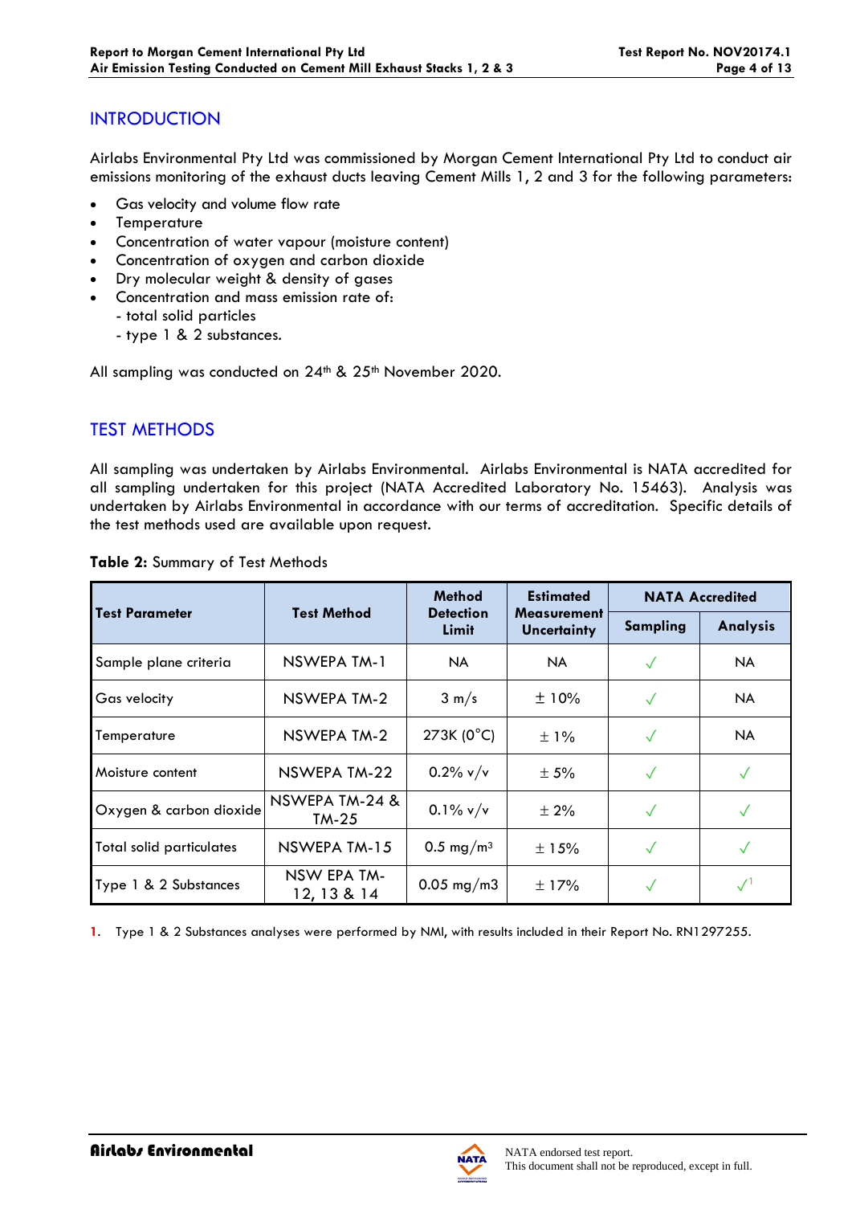## INTRODUCTION

Airlabs Environmental Pty Ltd was commissioned by Morgan Cement International Pty Ltd to conduct air emissions monitoring of the exhaust ducts leaving Cement Mills 1, 2 and 3 for the following parameters:

- Gas velocity and volume flow rate
- Temperature
- Concentration of water vapour (moisture content)
- Concentration of oxygen and carbon dioxide
- Dry molecular weight & density of gases
- Concentration and mass emission rate of:
  - total solid particles
  - type 1 & 2 substances.

All sampling was conducted on 24th & 25th November 2020.

## TEST METHODS

All sampling was undertaken by Airlabs Environmental. Airlabs Environmental is NATA accredited for all sampling undertaken for this project (NATA Accredited Laboratory No. 15463). Analysis was undertaken by Airlabs Environmental in accordance with our terms of accreditation. Specific details of the test methods used are available upon request.

**Table 2:** Summary of Test Methods

| Test Parameter | Test Method | Method Detection Limit | Estimated Measurement Uncertainty | NATA Accredited | |
|---|---|---|---|---|---|
| | | | | Sampling | Analysis |
| Sample plane criteria | NSWEPA TM-1 | NA | NA | ✓ | NA |
| Gas velocity | NSWEPA TM-2 | 3 m/s | ± 10% | ✓ | NA |
| Temperature | NSWEPA TM-2 | 273K (0°C) | ± 1% | ✓ | NA |
| Moisture content | NSWEPA TM-22 | 0.2% v/v | ± 5% | ✓ | ✓ |
| Oxygen & carbon dioxide | NSWEPA TM-24 & TM-25 | 0.1% v/v | ± 2% | ✓ | ✓ |
| Total solid particulates | NSWEPA TM-15 | 0.5 mg/m³ | ± 15% | ✓ | ✓ |
| Type 1 & 2 Substances | NSW EPA TM-12, 13 & 14 | 0.05 mg/m3 | ± 17% | ✓ | ✓[1] |

1. Type 1 & 2 Substances analyses were performed by NMI, with results included in their Report No. RN1297255.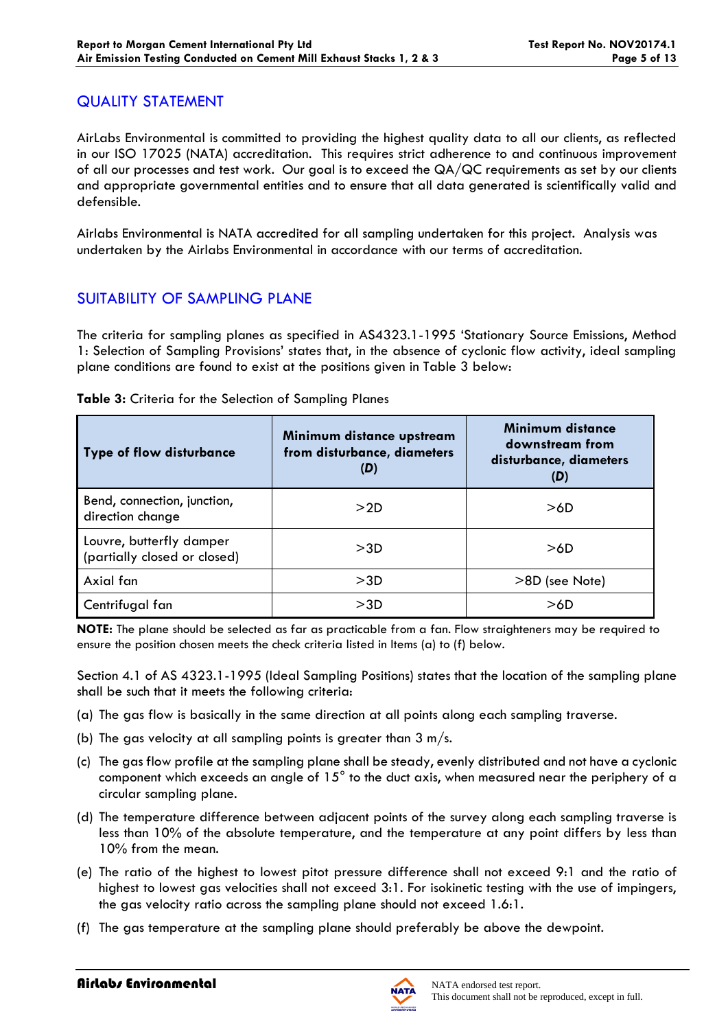## QUALITY STATEMENT

AirLabs Environmental is committed to providing the highest quality data to all our clients, as reflected in our ISO 17025 (NATA) accreditation. This requires strict adherence to and continuous improvement of all our processes and test work. Our goal is to exceed the QA/QC requirements as set by our clients and appropriate governmental entities and to ensure that all data generated is scientifically valid and defensible.

Airlabs Environmental is NATA accredited for all sampling undertaken for this project. Analysis was undertaken by the Airlabs Environmental in accordance with our terms of accreditation.

## SUITABILITY OF SAMPLING PLANE

The criteria for sampling planes as specified in AS4323.1-1995 'Stationary Source Emissions, Method 1: Selection of Sampling Provisions' states that, in the absence of cyclonic flow activity, ideal sampling plane conditions are found to exist at the positions given in Table 3 below:

**Table 3:** Criteria for the Selection of Sampling Planes

| Type of flow disturbance | Minimum distance upstream from disturbance, diameters (*D*) | Minimum distance downstream from disturbance, diameters (*D*) |
|---|---|---|
| Bend, connection, junction, direction change | >2D | >6D |
| Louvre, butterfly damper (partially closed or closed) | >3D | >6D |
| Axial fan | >3D | >8D (see Note) |
| Centrifugal fan | >3D | >6D |

**NOTE:** The plane should be selected as far as practicable from a fan. Flow straighteners may be required to ensure the position chosen meets the check criteria listed in Items (a) to (f) below.

Section 4.1 of AS 4323.1-1995 (Ideal Sampling Positions) states that the location of the sampling plane shall be such that it meets the following criteria:

(a) The gas flow is basically in the same direction at all points along each sampling traverse.

(b) The gas velocity at all sampling points is greater than 3 m/s.

(c) The gas flow profile at the sampling plane shall be steady, evenly distributed and not have a cyclonic component which exceeds an angle of 15° to the duct axis, when measured near the periphery of a circular sampling plane.

(d) The temperature difference between adjacent points of the survey along each sampling traverse is less than 10% of the absolute temperature, and the temperature at any point differs by less than 10% from the mean.

(e) The ratio of the highest to lowest pitot pressure difference shall not exceed 9:1 and the ratio of highest to lowest gas velocities shall not exceed 3:1. For isokinetic testing with the use of impingers, the gas velocity ratio across the sampling plane should not exceed 1.6:1.

(f) The gas temperature at the sampling plane should preferably be above the dewpoint.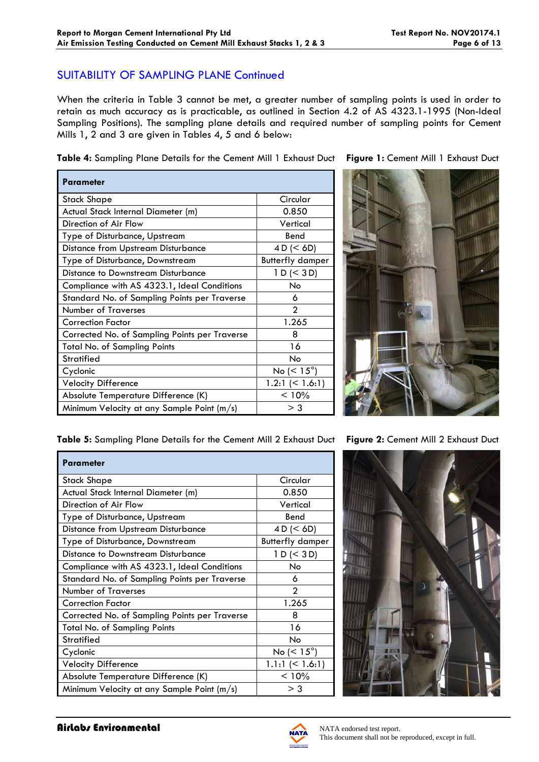## SUITABILITY OF SAMPLING PLANE Continued

When the criteria in Table 3 cannot be met, a greater number of sampling points is used in order to retain as much accuracy as is practicable, as outlined in Section 4.2 of AS 4323.1-1995 (Non-Ideal Sampling Positions). The sampling plane details and required number of sampling points for Cement Mills 1, 2 and 3 are given in Tables 4, 5 and 6 below:

**Table 4:** Sampling Plane Details for the Cement Mill 1 Exhaust Duct

| Parameter | |
|---|---|
| Stack Shape | Circular |
| Actual Stack Internal Diameter (m) | 0.850 |
| Direction of Air Flow | Vertical |
| Type of Disturbance, Upstream | Bend |
| Distance from Upstream Disturbance | 4 D (< 6D) |
| Type of Disturbance, Downstream | Butterfly damper |
| Distance to Downstream Disturbance | 1 D (< 3 D) |
| Compliance with AS 4323.1, Ideal Conditions | No |
| Standard No. of Sampling Points per Traverse | 6 |
| Number of Traverses | 2 |
| Correction Factor | 1.265 |
| Corrected No. of Sampling Points per Traverse | 8 |
| Total No. of Sampling Points | 16 |
| Stratified | No |
| Cyclonic | No (< 15°) |
| Velocity Difference | 1.2:1 (< 1.6:1) |
| Absolute Temperature Difference (K) | < 10% |
| Minimum Velocity at any Sample Point (m/s) | > 3 |

**Figure 1:** Cement Mill 1 Exhaust Duct

**Table 5:** Sampling Plane Details for the Cement Mill 2 Exhaust Duct

| Parameter | |
|---|---|
| Stack Shape | Circular |
| Actual Stack Internal Diameter (m) | 0.850 |
| Direction of Air Flow | Vertical |
| Type of Disturbance, Upstream | Bend |
| Distance from Upstream Disturbance | 4 D (< 6D) |
| Type of Disturbance, Downstream | Butterfly damper |
| Distance to Downstream Disturbance | 1 D (< 3 D) |
| Compliance with AS 4323.1, Ideal Conditions | No |
| Standard No. of Sampling Points per Traverse | 6 |
| Number of Traverses | 2 |
| Correction Factor | 1.265 |
| Corrected No. of Sampling Points per Traverse | 8 |
| Total No. of Sampling Points | 16 |
| Stratified | No |
| Cyclonic | No (< 15°) |
| Velocity Difference | 1.1:1 (< 1.6:1) |
| Absolute Temperature Difference (K) | < 10% |
| Minimum Velocity at any Sample Point (m/s) | > 3 |

**Figure 2:** Cement Mill 2 Exhaust Duct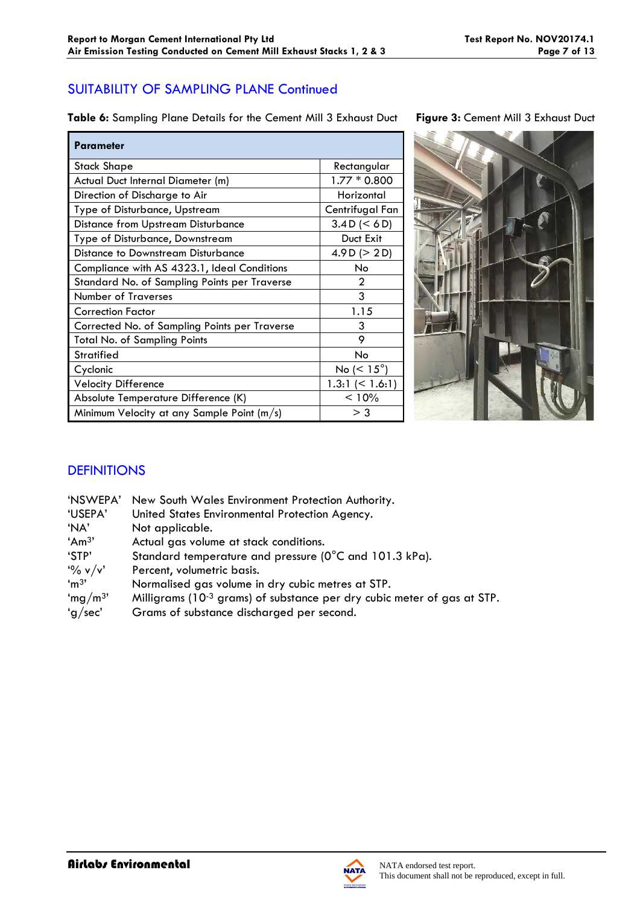## SUITABILITY OF SAMPLING PLANE Continued

**Table 6:** Sampling Plane Details for the Cement Mill 3 Exhaust Duct

| Parameter | |
|---|---|
| Stack Shape | Rectangular |
| Actual Duct Internal Diameter (m) | 1.77 * 0.800 |
| Direction of Discharge to Air | Horizontal |
| Type of Disturbance, Upstream | Centrifugal Fan |
| Distance from Upstream Disturbance | 3.4D (< 6D) |
| Type of Disturbance, Downstream | Duct Exit |
| Distance to Downstream Disturbance | 4.9D (> 2D) |
| Compliance with AS 4323.1, Ideal Conditions | No |
| Standard No. of Sampling Points per Traverse | 2 |
| Number of Traverses | 3 |
| Correction Factor | 1.15 |
| Corrected No. of Sampling Points per Traverse | 3 |
| Total No. of Sampling Points | 9 |
| Stratified | No |
| Cyclonic | No (< 15°) |
| Velocity Difference | 1.3:1 (< 1.6:1) |
| Absolute Temperature Difference (K) | < 10% |
| Minimum Velocity at any Sample Point (m/s) | > 3 |

**Figure 3:** Cement Mill 3 Exhaust Duct

## DEFINITIONS

| | |
|---|---|
| 'NSWEPA' | New South Wales Environment Protection Authority. |
| 'USEPA' | United States Environmental Protection Agency. |
| 'NA' | Not applicable. |
| 'Am$^3$' | Actual gas volume at stack conditions. |
| 'STP' | Standard temperature and pressure (0°C and 101.3 kPa). |
| '% v/v' | Percent, volumetric basis. |
| 'm$^3$' | Normalised gas volume in dry cubic metres at STP. |
| 'mg/m$^3$' | Milligrams ($10^{-3}$ grams) of substance per dry cubic meter of gas at STP. |
| 'g/sec' | Grams of substance discharged per second. |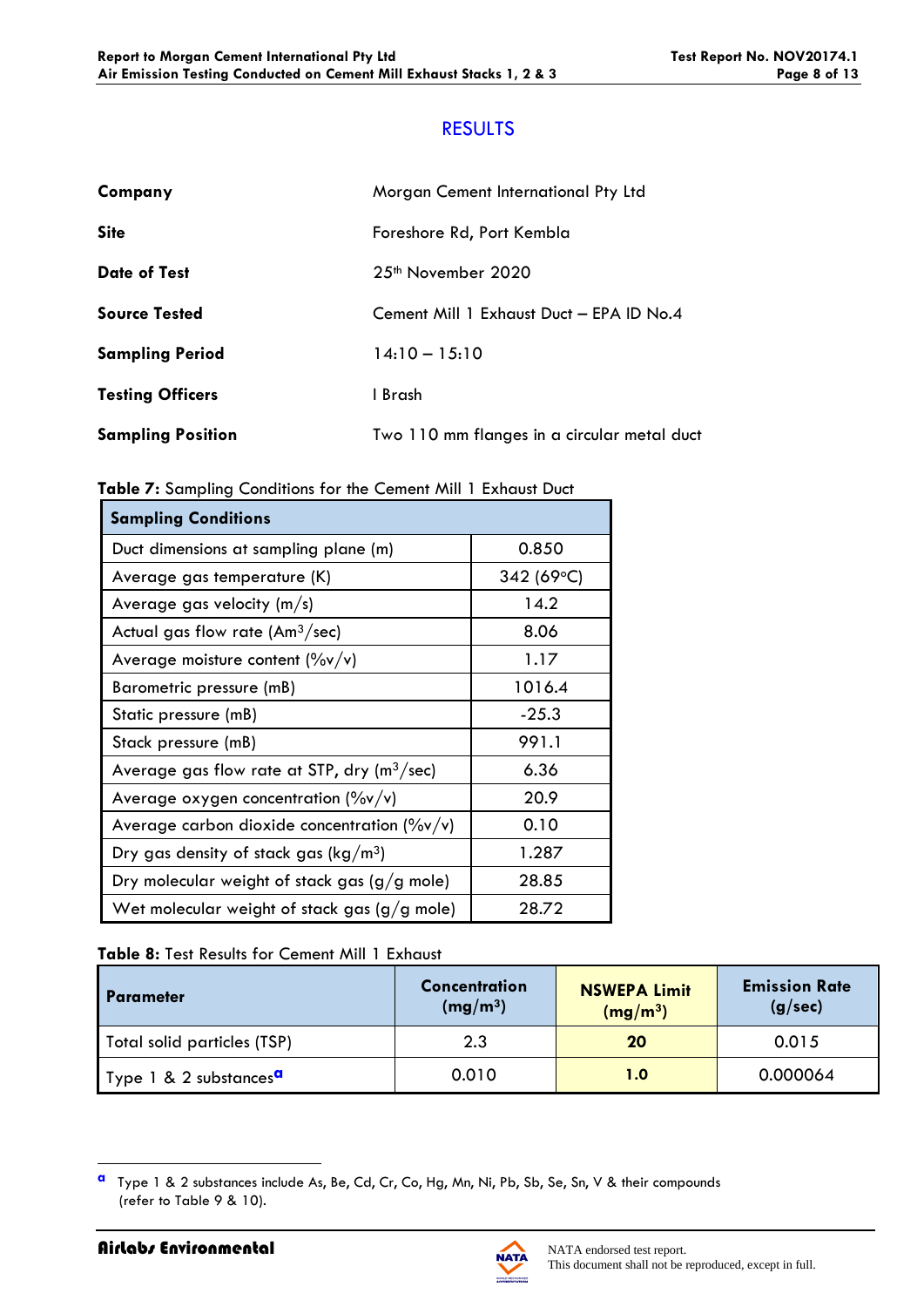## RESULTS

| | |
|---|---|
| **Company** | Morgan Cement International Pty Ltd |
| **Site** | Foreshore Rd, Port Kembla |
| **Date of Test** | 25th November 2020 |
| **Source Tested** | Cement Mill 1 Exhaust Duct – EPA ID No.4 |
| **Sampling Period** | 14:10 – 15:10 |
| **Testing Officers** | I Brash |
| **Sampling Position** | Two 110 mm flanges in a circular metal duct |

**Table 7:** Sampling Conditions for the Cement Mill 1 Exhaust Duct

| **Sampling Conditions** | |
|---|---|
| Duct dimensions at sampling plane (m) | 0.850 |
| Average gas temperature (K) | 342 (69°C) |
| Average gas velocity (m/s) | 14.2 |
| Actual gas flow rate ($Am^3$/sec) | 8.06 |
| Average moisture content (%v/v) | 1.17 |
| Barometric pressure (mB) | 1016.4 |
| Static pressure (mB) | -25.3 |
| Stack pressure (mB) | 991.1 |
| Average gas flow rate at STP, dry ($m^3$/sec) | 6.36 |
| Average oxygen concentration (%v/v) | 20.9 |
| Average carbon dioxide concentration (%v/v) | 0.10 |
| Dry gas density of stack gas (kg/$m^3$) | 1.287 |
| Dry molecular weight of stack gas (g/g mole) | 28.85 |
| Wet molecular weight of stack gas (g/g mole) | 28.72 |

**Table 8:** Test Results for Cement Mill 1 Exhaust

| **Parameter** | **Concentration (mg/$m^3$)** | **NSWEPA Limit (mg/$m^3$)** | **Emission Rate (g/sec)** |
|---|---|---|---|
| Total solid particles (TSP) | 2.3 | **20** | 0.015 |
| Type 1 & 2 substances[a] | 0.010 | **1.0** | 0.000064 |

[a] Type 1 & 2 substances include As, Be, Cd, Cr, Co, Hg, Mn, Ni, Pb, Sb, Se, Sn, V & their compounds (refer to Table 9 & 10).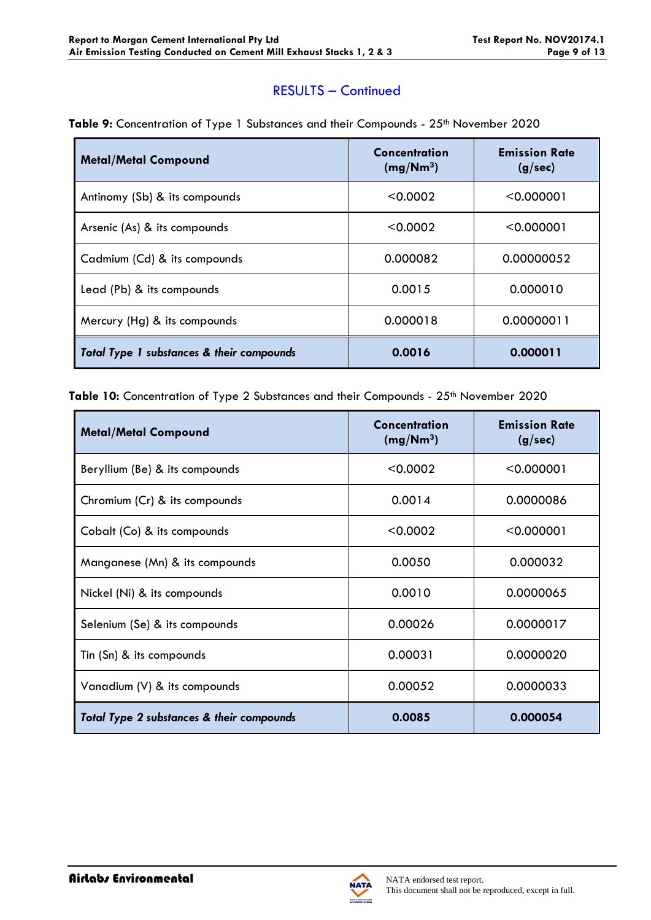## RESULTS – Continued

**Table 9:** Concentration of Type 1 Substances and their Compounds - 25th November 2020

| Metal/Metal Compound | Concentration ($mg/Nm^3$) | Emission Rate (g/sec) |
|---|---|---|
| Antimony (Sb) & its compounds | <0.0002 | <0.000001 |
| Arsenic (As) & its compounds | <0.0002 | <0.000001 |
| Cadmium (Cd) & its compounds | 0.000082 | 0.00000052 |
| Lead (Pb) & its compounds | 0.0015 | 0.000010 |
| Mercury (Hg) & its compounds | 0.000018 | 0.00000011 |
| ***Total Type 1 substances & their compounds*** | **0.0016** | **0.000011** |

**Table 10:** Concentration of Type 2 Substances and their Compounds - 25th November 2020

| Metal/Metal Compound | Concentration ($mg/Nm^3$) | Emission Rate (g/sec) |
|---|---|---|
| Beryllium (Be) & its compounds | <0.0002 | <0.000001 |
| Chromium (Cr) & its compounds | 0.0014 | 0.0000086 |
| Cobalt (Co) & its compounds | <0.0002 | <0.000001 |
| Manganese (Mn) & its compounds | 0.0050 | 0.000032 |
| Nickel (Ni) & its compounds | 0.0010 | 0.0000065 |
| Selenium (Se) & its compounds | 0.00026 | 0.0000017 |
| Tin (Sn) & its compounds | 0.00031 | 0.0000020 |
| Vanadium (V) & its compounds | 0.00052 | 0.0000033 |
| ***Total Type 2 substances & their compounds*** | **0.0085** | **0.000054** |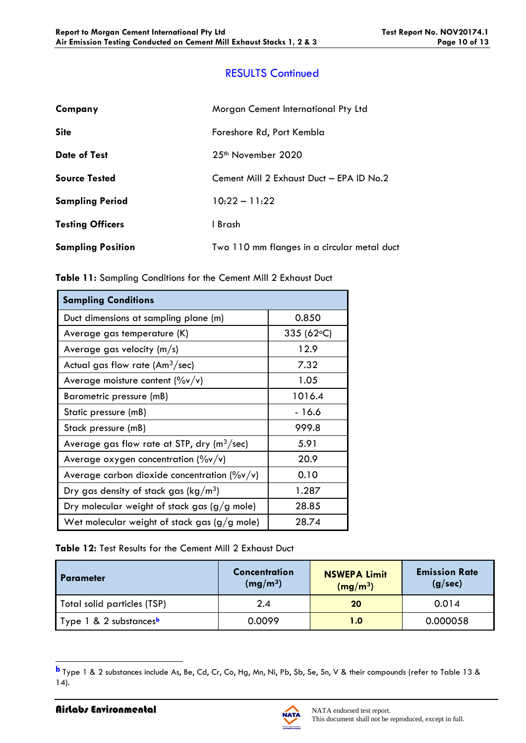## RESULTS Continued

| | |
|---|---|
| **Company** | Morgan Cement International Pty Ltd |
| **Site** | Foreshore Rd, Port Kembla |
| **Date of Test** | 25th November 2020 |
| **Source Tested** | Cement Mill 2 Exhaust Duct – EPA ID No.2 |
| **Sampling Period** | 10:22 – 11:22 |
| **Testing Officers** | I Brash |
| **Sampling Position** | Two 110 mm flanges in a circular metal duct |

**Table 11:** Sampling Conditions for the Cement Mill 2 Exhaust Duct

| **Sampling Conditions** | |
|---|---|
| Duct dimensions at sampling plane (m) | 0.850 |
| Average gas temperature (K) | 335 (62°C) |
| Average gas velocity (m/s) | 12.9 |
| Actual gas flow rate ($Am^3$/sec) | 7.32 |
| Average moisture content (%v/v) | 1.05 |
| Barometric pressure (mB) | 1016.4 |
| Static pressure (mB) | - 16.6 |
| Stack pressure (mB) | 999.8 |
| Average gas flow rate at STP, dry ($m^3$/sec) | 5.91 |
| Average oxygen concentration (%v/v) | 20.9 |
| Average carbon dioxide concentration (%v/v) | 0.10 |
| Dry gas density of stack gas (kg/$m^3$) | 1.287 |
| Dry molecular weight of stack gas (g/g mole) | 28.85 |
| Wet molecular weight of stack gas (g/g mole) | 28.74 |

**Table 12:** Test Results for the Cement Mill 2 Exhaust Duct

| **Parameter** | **Concentration (mg/$m^3$)** | **NSWEPA Limit (mg/$m^3$)** | **Emission Rate (g/sec)** |
|---|---|---|---|
| Total solid particles (TSP) | 2.4 | **20** | 0.014 |
| Type 1 & 2 substances[b] | 0.0099 | **1.0** | 0.000058 |

[b] Type 1 & 2 substances include As, Be, Cd, Cr, Co, Hg, Mn, Ni, Pb, Sb, Se, Sn, V & their compounds (refer to Table 13 & 14).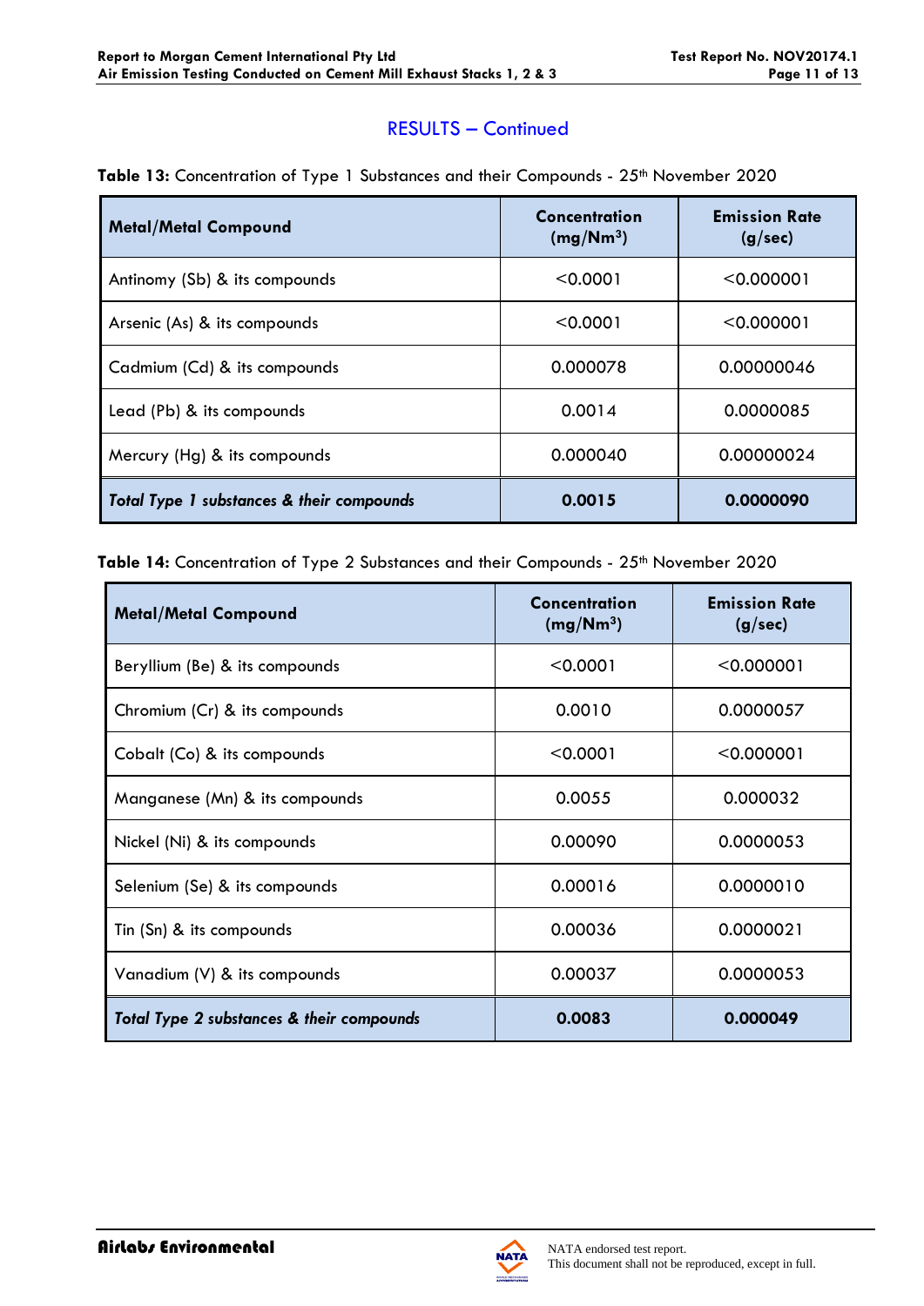## RESULTS – Continued

**Table 13:** Concentration of Type 1 Substances and their Compounds - 25th November 2020

| Metal/Metal Compound | Concentration (mg/Nm³) | Emission Rate (g/sec) |
|---|---|---|
| Antimony (Sb) & its compounds | <0.0001 | <0.000001 |
| Arsenic (As) & its compounds | <0.0001 | <0.000001 |
| Cadmium (Cd) & its compounds | 0.000078 | 0.00000046 |
| Lead (Pb) & its compounds | 0.0014 | 0.0000085 |
| Mercury (Hg) & its compounds | 0.000040 | 0.00000024 |
| ***Total Type 1 substances & their compounds*** | **0.0015** | **0.0000090** |

**Table 14:** Concentration of Type 2 Substances and their Compounds - 25th November 2020

| Metal/Metal Compound | Concentration (mg/Nm³) | Emission Rate (g/sec) |
|---|---|---|
| Beryllium (Be) & its compounds | <0.0001 | <0.000001 |
| Chromium (Cr) & its compounds | 0.0010 | 0.0000057 |
| Cobalt (Co) & its compounds | <0.0001 | <0.000001 |
| Manganese (Mn) & its compounds | 0.0055 | 0.000032 |
| Nickel (Ni) & its compounds | 0.00090 | 0.0000053 |
| Selenium (Se) & its compounds | 0.00016 | 0.0000010 |
| Tin (Sn) & its compounds | 0.00036 | 0.0000021 |
| Vanadium (V) & its compounds | 0.00037 | 0.0000053 |
| ***Total Type 2 substances & their compounds*** | **0.0083** | **0.000049** |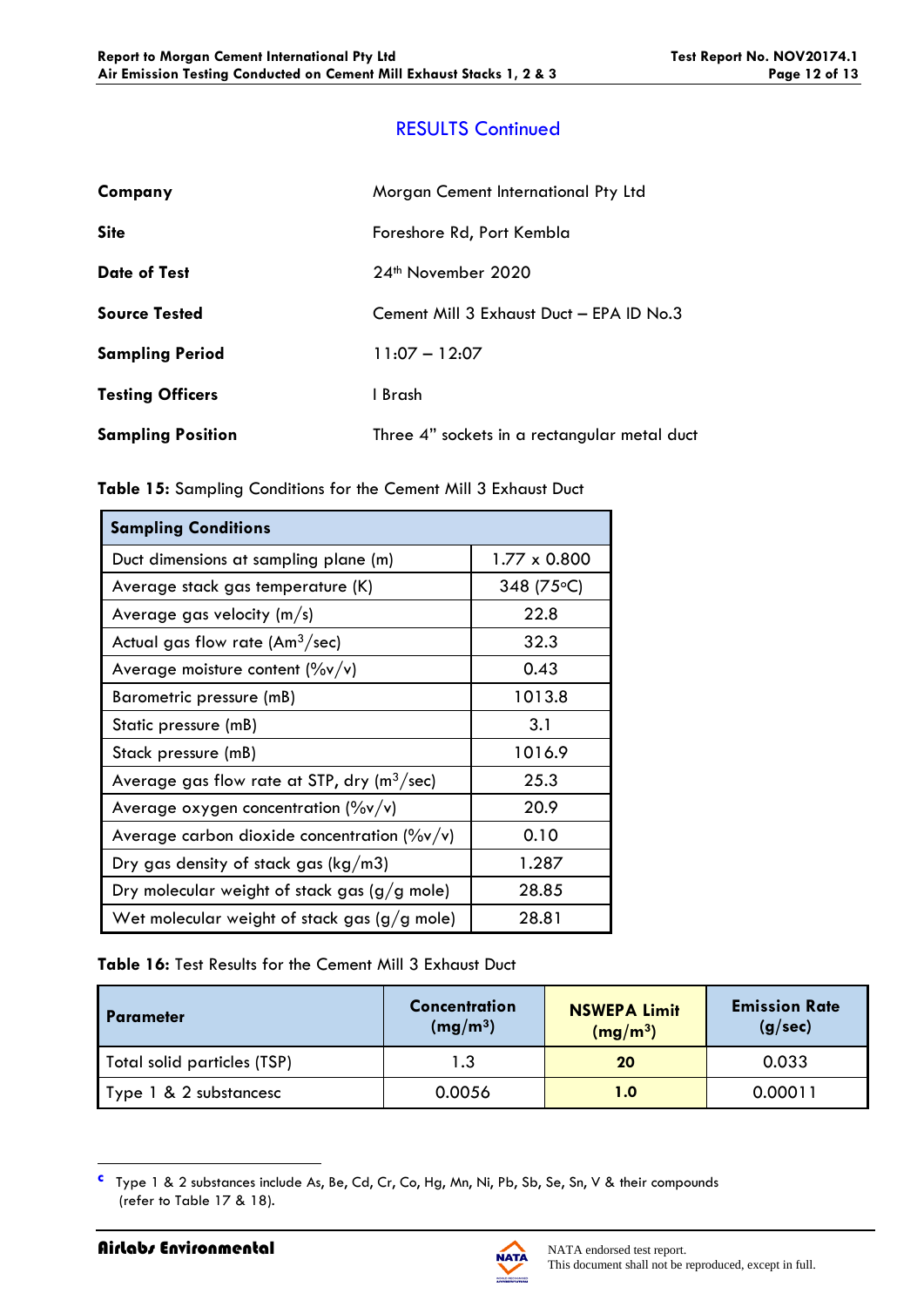## RESULTS Continued

| | |
|---|---|
| **Company** | Morgan Cement International Pty Ltd |
| **Site** | Foreshore Rd, Port Kembla |
| **Date of Test** | 24th November 2020 |
| **Source Tested** | Cement Mill 3 Exhaust Duct – EPA ID No.3 |
| **Sampling Period** | 11:07 – 12:07 |
| **Testing Officers** | I Brash |
| **Sampling Position** | Three 4" sockets in a rectangular metal duct |

**Table 15:** Sampling Conditions for the Cement Mill 3 Exhaust Duct

| **Sampling Conditions** | |
|---|---|
| Duct dimensions at sampling plane (m) | 1.77 x 0.800 |
| Average stack gas temperature (K) | 348 (75°C) |
| Average gas velocity (m/s) | 22.8 |
| Actual gas flow rate ($Am^3$/sec) | 32.3 |
| Average moisture content (%v/v) | 0.43 |
| Barometric pressure (mB) | 1013.8 |
| Static pressure (mB) | 3.1 |
| Stack pressure (mB) | 1016.9 |
| Average gas flow rate at STP, dry ($m^3$/sec) | 25.3 |
| Average oxygen concentration (%v/v) | 20.9 |
| Average carbon dioxide concentration (%v/v) | 0.10 |
| Dry gas density of stack gas (kg/m3) | 1.287 |
| Dry molecular weight of stack gas (g/g mole) | 28.85 |
| Wet molecular weight of stack gas (g/g mole) | 28.81 |

**Table 16:** Test Results for the Cement Mill 3 Exhaust Duct

| **Parameter** | **Concentration ($mg/m^3$)** | **NSWEPA Limit ($mg/m^3$)** | **Emission Rate (g/sec)** |
|---|---|---|---|
| Total solid particles (TSP) | 1.3 | **20** | 0.033 |
| Type 1 & 2 substances[c] | 0.0056 | **1.0** | 0.00011 |

[c] Type 1 & 2 substances include As, Be, Cd, Cr, Co, Hg, Mn, Ni, Pb, Sb, Se, Sn, V & their compounds (refer to Table 17 & 18).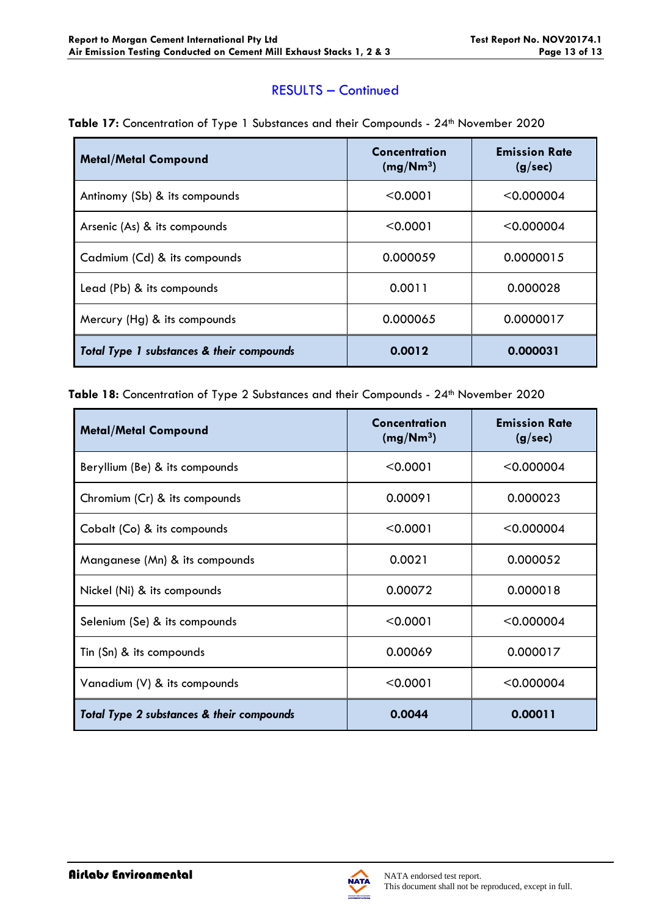## RESULTS – Continued

**Table 17:** Concentration of Type 1 Substances and their Compounds - 24th November 2020

| Metal/Metal Compound | Concentration ($mg/Nm^3$) | Emission Rate (g/sec) |
|---|---|---|
| Antimony (Sb) & its compounds | <0.0001 | <0.000004 |
| Arsenic (As) & its compounds | <0.0001 | <0.000004 |
| Cadmium (Cd) & its compounds | 0.000059 | 0.0000015 |
| Lead (Pb) & its compounds | 0.0011 | 0.000028 |
| Mercury (Hg) & its compounds | 0.000065 | 0.0000017 |
| ***Total Type 1 substances & their compounds*** | **0.0012** | **0.000031** |

**Table 18:** Concentration of Type 2 Substances and their Compounds - 24th November 2020

| Metal/Metal Compound | Concentration ($mg/Nm^3$) | Emission Rate (g/sec) |
|---|---|---|
| Beryllium (Be) & its compounds | <0.0001 | <0.000004 |
| Chromium (Cr) & its compounds | 0.00091 | 0.000023 |
| Cobalt (Co) & its compounds | <0.0001 | <0.000004 |
| Manganese (Mn) & its compounds | 0.0021 | 0.000052 |
| Nickel (Ni) & its compounds | 0.00072 | 0.000018 |
| Selenium (Se) & its compounds | <0.0001 | <0.000004 |
| Tin (Sn) & its compounds | 0.00069 | 0.000017 |
| Vanadium (V) & its compounds | <0.0001 | <0.000004 |
| ***Total Type 2 substances & their compounds*** | **0.0044** | **0.00011** |